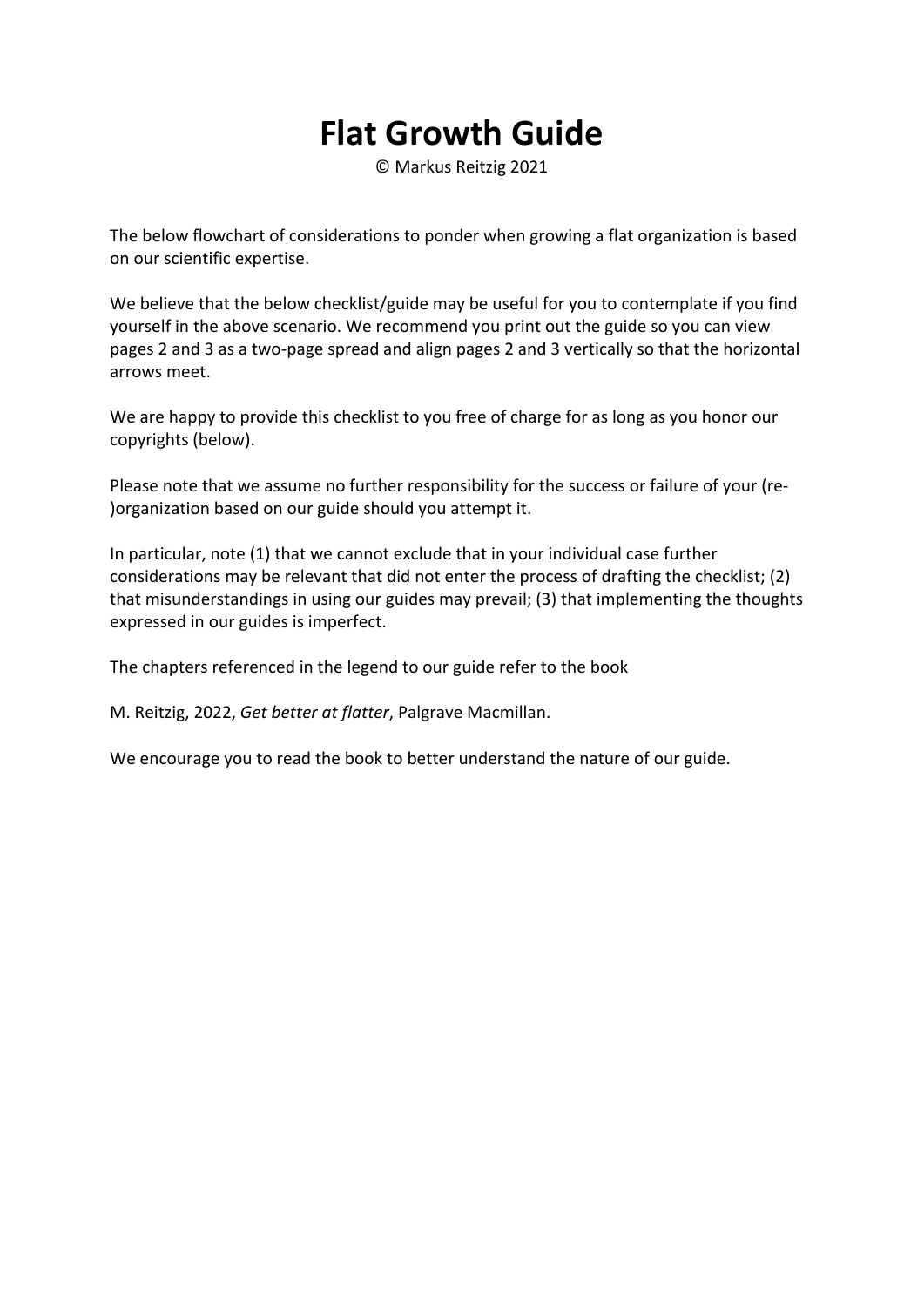# Flat Growth Guide

© Markus Reitzig 2021

The below flowchart of considerations to ponder when growing a flat organization is based on our scientific expertise.

We believe that the below checklist/guide may be useful for you to contemplate if you find yourself in the above scenario. We recommend you print out the guide so you can view pages 2 and 3 as a two-page spread and align pages 2 and 3 vertically so that the horizontal arrows meet.

We are happy to provide this checklist to you free of charge for as long as you honor our copyrights (below).

Please note that we assume no further responsibility for the success or failure of your (re-)organization based on our guide should you attempt it.

In particular, note (1) that we cannot exclude that in your individual case further considerations may be relevant that did not enter the process of drafting the checklist; (2) that misunderstandings in using our guides may prevail; (3) that implementing the thoughts expressed in our guides is imperfect.

The chapters referenced in the legend to our guide refer to the book

M. Reitzig, 2022, *Get better at flatter*, Palgrave Macmillan.

We encourage you to read the book to better understand the nature of our guide.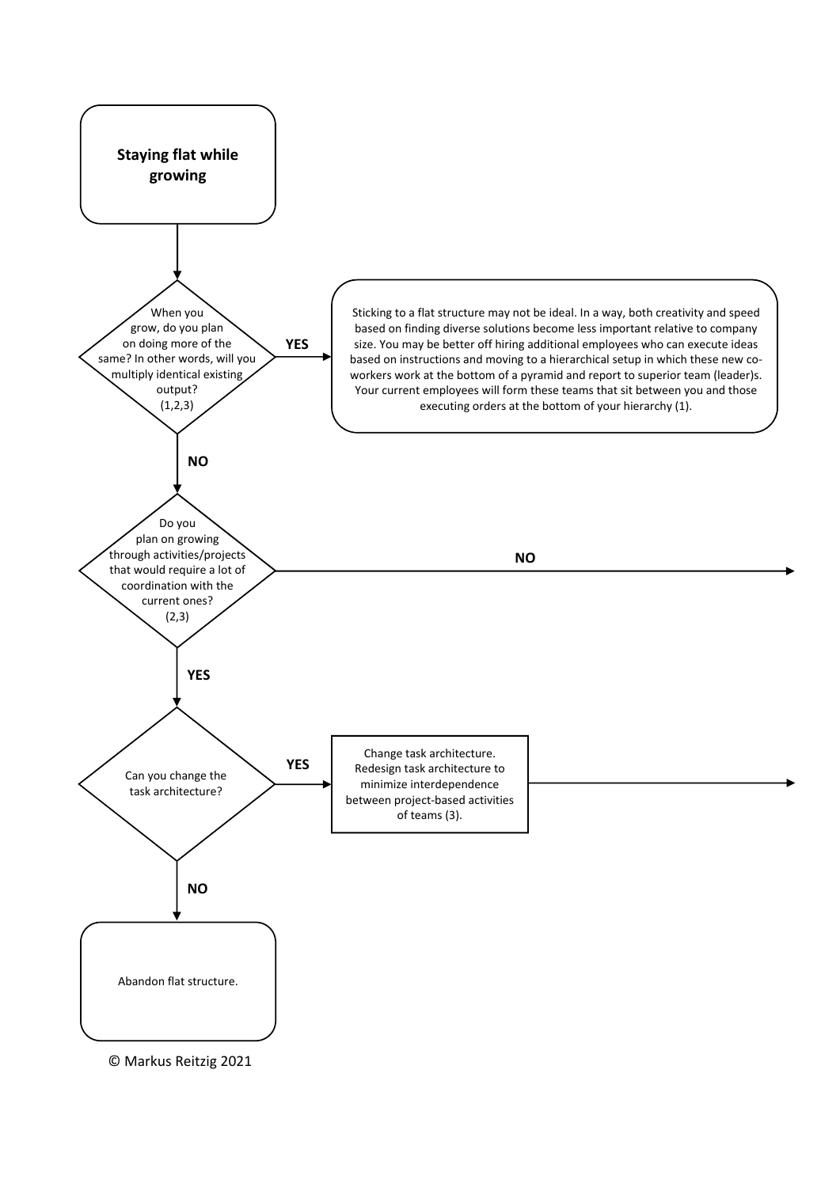**Staying flat while growing**

When you grow, do you plan on doing more of the same? In other words, will you multiply identical existing output? (1,2,3)

**YES** → Sticking to a flat structure may not be ideal. In a way, both creativity and speed based on finding diverse solutions become less important relative to company size. You may be better off hiring additional employees who can execute ideas based on instructions and moving to a hierarchical setup in which these new co-workers work at the bottom of a pyramid and report to superior team (leader)s. Your current employees will form these teams that sit between you and those executing orders at the bottom of your hierarchy (1).

**NO** ↓

Do you plan on growing through activities/projects that would require a lot of coordination with the current ones? (2,3)

**NO** →

**YES** ↓

Can you change the task architecture?

**YES** → Change task architecture. Redesign task architecture to minimize interdependence between project-based activities of teams (3). →

**NO** ↓

Abandon flat structure.

© Markus Reitzig 2021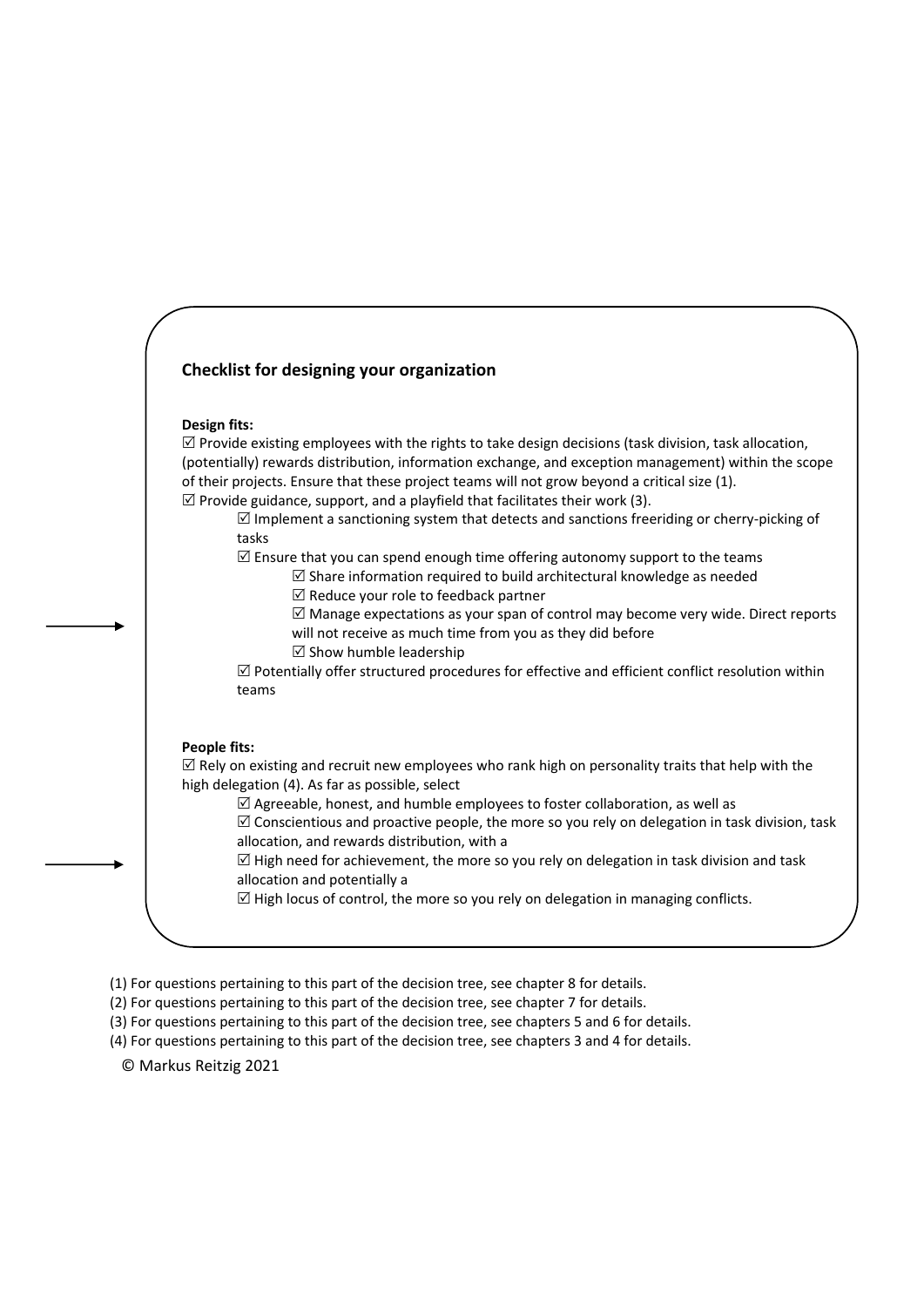## Checklist for designing your organization

**Design fits:**

☑ Provide existing employees with the rights to take design decisions (task division, task allocation, (potentially) rewards distribution, information exchange, and exception management) within the scope of their projects. Ensure that these project teams will not grow beyond a critical size (1).

☑ Provide guidance, support, and a playfield that facilitates their work (3).

- ☑ Implement a sanctioning system that detects and sanctions freeriding or cherry-picking of tasks
- ☑ Ensure that you can spend enough time offering autonomy support to the teams
  - ☑ Share information required to build architectural knowledge as needed
  - ☑ Reduce your role to feedback partner
  - ☑ Manage expectations as your span of control may become very wide. Direct reports will not receive as much time from you as they did before
  - ☑ Show humble leadership
- ☑ Potentially offer structured procedures for effective and efficient conflict resolution within teams

**People fits:**

☑ Rely on existing and recruit new employees who rank high on personality traits that help with the high delegation (4). As far as possible, select

- ☑ Agreeable, honest, and humble employees to foster collaboration, as well as
- ☑ Conscientious and proactive people, the more so you rely on delegation in task division, task allocation, and rewards distribution, with a
- ☑ High need for achievement, the more so you rely on delegation in task division and task allocation and potentially a
- ☑ High locus of control, the more so you rely on delegation in managing conflicts.

(1) For questions pertaining to this part of the decision tree, see chapter 8 for details.
(2) For questions pertaining to this part of the decision tree, see chapter 7 for details.
(3) For questions pertaining to this part of the decision tree, see chapters 5 and 6 for details.
(4) For questions pertaining to this part of the decision tree, see chapters 3 and 4 for details.

© Markus Reitzig 2021